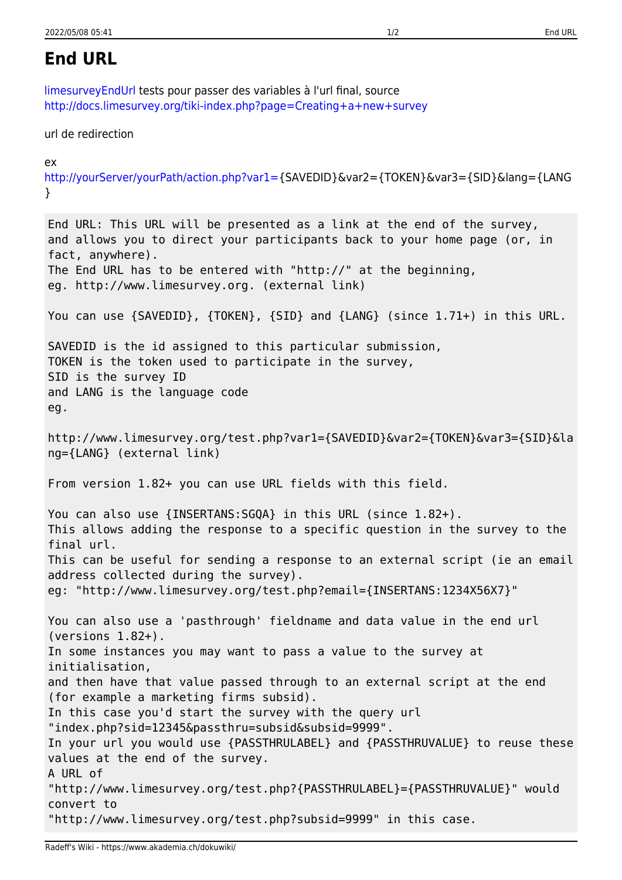# End URL

limesurveyEndUrl tests pour passer des variables à l'url final, source http://docs.limesurvey.org/tiki-index.php?page=Creating+a+new+survey

url de redirection

ex
http://yourServer/yourPath/action.php?var1={SAVEDID}&var2={TOKEN}&var3={SID}&lang={LANG}

```
End URL: This URL will be presented as a link at the end of the survey,
and allows you to direct your participants back to your home page (or, in
fact, anywhere).
The End URL has to be entered with "http://" at the beginning,
eg. http://www.limesurvey.org. (external link)

You can use {SAVEDID}, {TOKEN}, {SID} and {LANG} (since 1.71+) in this URL.

SAVEDID is the id assigned to this particular submission,
TOKEN is the token used to participate in the survey,
SID is the survey ID
and LANG is the language code
eg.

http://www.limesurvey.org/test.php?var1={SAVEDID}&var2={TOKEN}&var3={SID}&lang={LANG} (external link)

From version 1.82+ you can use URL fields with this field.

You can also use {INSERTANS:SGQA} in this URL (since 1.82+).
This allows adding the response to a specific question in the survey to the
final url.
This can be useful for sending a response to an external script (ie an email
address collected during the survey).
eg: "http://www.limesurvey.org/test.php?email={INSERTANS:1234X56X7}"

You can also use a 'pasthrough' fieldname and data value in the end url
(versions 1.82+).
In some instances you may want to pass a value to the survey at
initialisation,
and then have that value passed through to an external script at the end
(for example a marketing firms subsid).
In this case you'd start the survey with the query url
"index.php?sid=12345&passthru=subsid&subsid=9999".
In your url you would use {PASSTHRULABEL} and {PASSTHRUVALUE} to reuse these
values at the end of the survey.
A URL of
"http://www.limesurvey.org/test.php?{PASSTHRULABEL}={PASSTHRUVALUE}" would
convert to
"http://www.limesurvey.org/test.php?subsid=9999" in this case.
```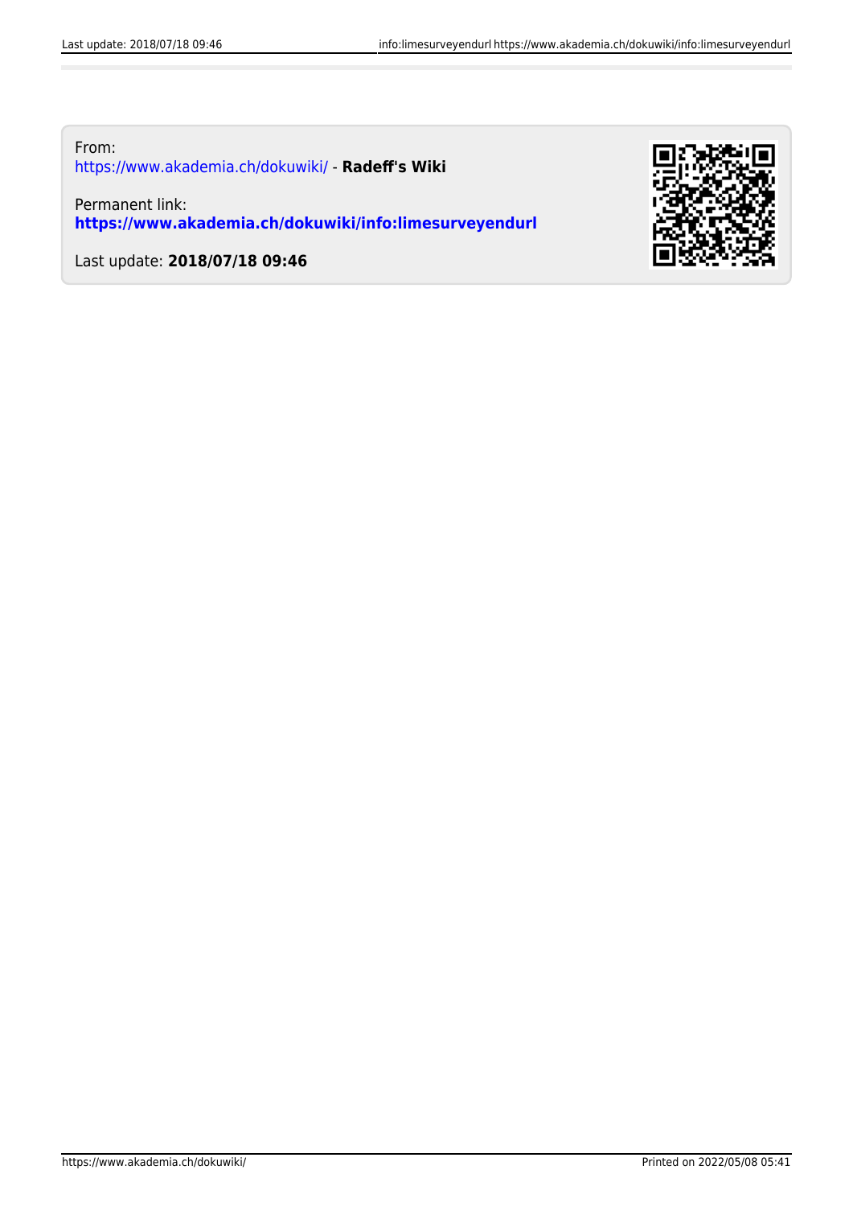From:
https://www.akademia.ch/dokuwiki/ - **Radeff's Wiki**

Permanent link:
**https://www.akademia.ch/dokuwiki/info:limesurveyendurl**

Last update: **2018/07/18 09:46**